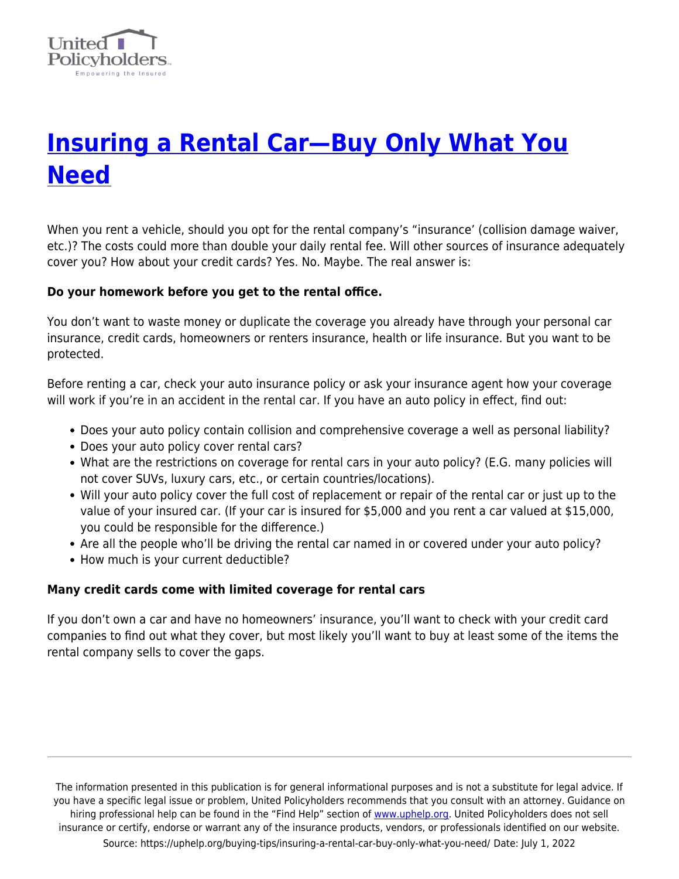# [Insuring a Rental Car—Buy Only What You Need](https://uphelp.org/buying-tips/insuring-a-rental-car-buy-only-what-you-need/)

When you rent a vehicle, should you opt for the rental company's "insurance' (collision damage waiver, etc.)? The costs could more than double your daily rental fee. Will other sources of insurance adequately cover you? How about your credit cards? Yes. No. Maybe. The real answer is:

**Do your homework before you get to the rental office.**

You don't want to waste money or duplicate the coverage you already have through your personal car insurance, credit cards, homeowners or renters insurance, health or life insurance. But you want to be protected.

Before renting a car, check your auto insurance policy or ask your insurance agent how your coverage will work if you're in an accident in the rental car. If you have an auto policy in effect, find out:

- Does your auto policy contain collision and comprehensive coverage a well as personal liability?
- Does your auto policy cover rental cars?
- What are the restrictions on coverage for rental cars in your auto policy? (E.G. many policies will not cover SUVs, luxury cars, etc., or certain countries/locations).
- Will your auto policy cover the full cost of replacement or repair of the rental car or just up to the value of your insured car. (If your car is insured for $5,000 and you rent a car valued at $15,000, you could be responsible for the difference.)
- Are all the people who'll be driving the rental car named in or covered under your auto policy?
- How much is your current deductible?

**Many credit cards come with limited coverage for rental cars**

If you don't own a car and have no homeowners' insurance, you'll want to check with your credit card companies to find out what they cover, but most likely you'll want to buy at least some of the items the rental company sells to cover the gaps.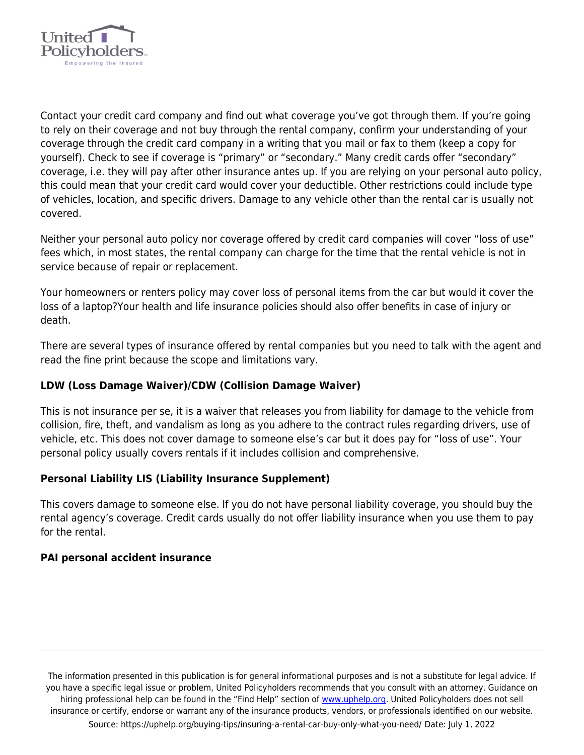Contact your credit card company and find out what coverage you've got through them. If you're going to rely on their coverage and not buy through the rental company, confirm your understanding of your coverage through the credit card company in a writing that you mail or fax to them (keep a copy for yourself). Check to see if coverage is "primary" or "secondary." Many credit cards offer "secondary" coverage, i.e. they will pay after other insurance antes up. If you are relying on your personal auto policy, this could mean that your credit card would cover your deductible. Other restrictions could include type of vehicles, location, and specific drivers. Damage to any vehicle other than the rental car is usually not covered.

Neither your personal auto policy nor coverage offered by credit card companies will cover "loss of use" fees which, in most states, the rental company can charge for the time that the rental vehicle is not in service because of repair or replacement.

Your homeowners or renters policy may cover loss of personal items from the car but would it cover the loss of a laptop?Your health and life insurance policies should also offer benefits in case of injury or death.

There are several types of insurance offered by rental companies but you need to talk with the agent and read the fine print because the scope and limitations vary.

**LDW (Loss Damage Waiver)/CDW (Collision Damage Waiver)**

This is not insurance per se, it is a waiver that releases you from liability for damage to the vehicle from collision, fire, theft, and vandalism as long as you adhere to the contract rules regarding drivers, use of vehicle, etc. This does not cover damage to someone else's car but it does pay for "loss of use". Your personal policy usually covers rentals if it includes collision and comprehensive.

**Personal Liability LIS (Liability Insurance Supplement)**

This covers damage to someone else. If you do not have personal liability coverage, you should buy the rental agency's coverage. Credit cards usually do not offer liability insurance when you use them to pay for the rental.

**PAI personal accident insurance**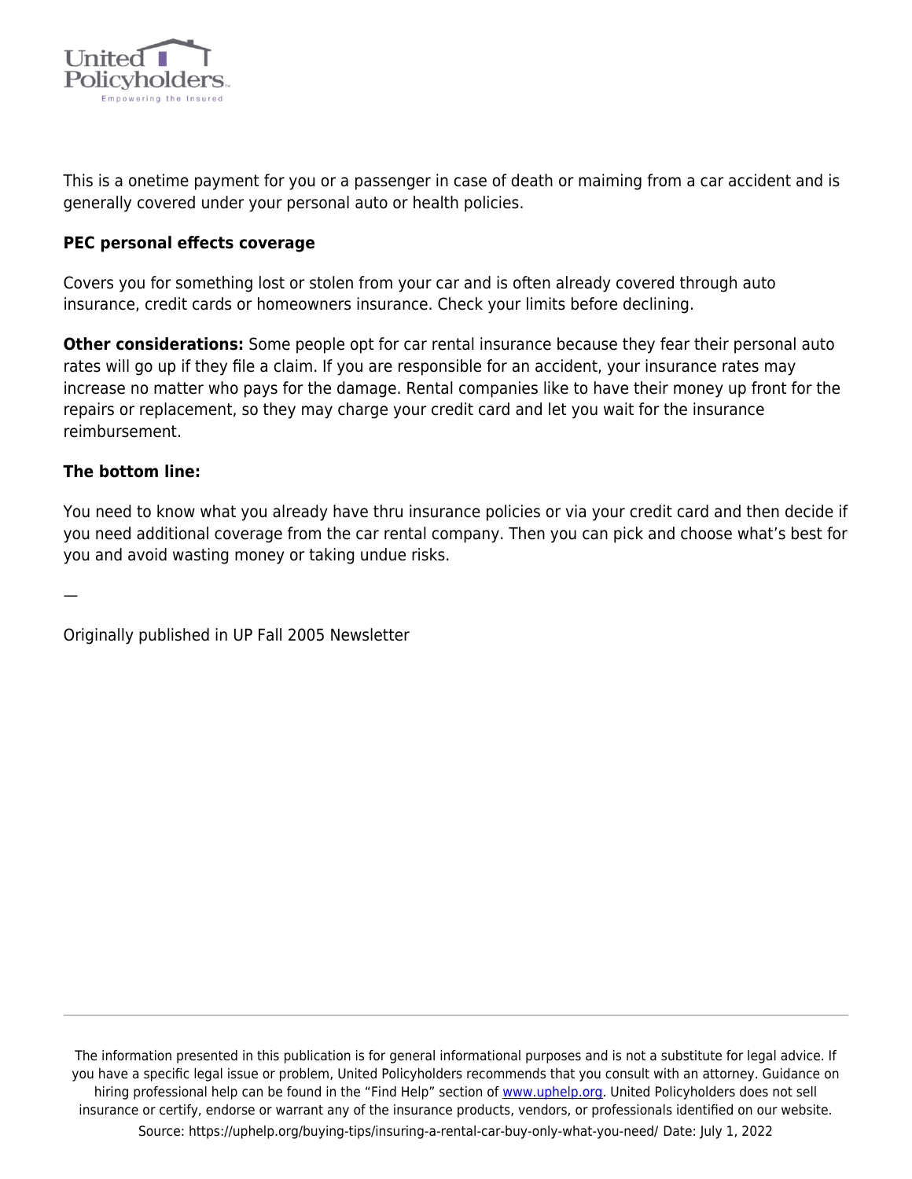This is a onetime payment for you or a passenger in case of death or maiming from a car accident and is generally covered under your personal auto or health policies.

**PEC personal effects coverage**

Covers you for something lost or stolen from your car and is often already covered through auto insurance, credit cards or homeowners insurance. Check your limits before declining.

**Other considerations:** Some people opt for car rental insurance because they fear their personal auto rates will go up if they file a claim. If you are responsible for an accident, your insurance rates may increase no matter who pays for the damage. Rental companies like to have their money up front for the repairs or replacement, so they may charge your credit card and let you wait for the insurance reimbursement.

**The bottom line:**

You need to know what you already have thru insurance policies or via your credit card and then decide if you need additional coverage from the car rental company. Then you can pick and choose what's best for you and avoid wasting money or taking undue risks.

—

Originally published in UP Fall 2005 Newsletter